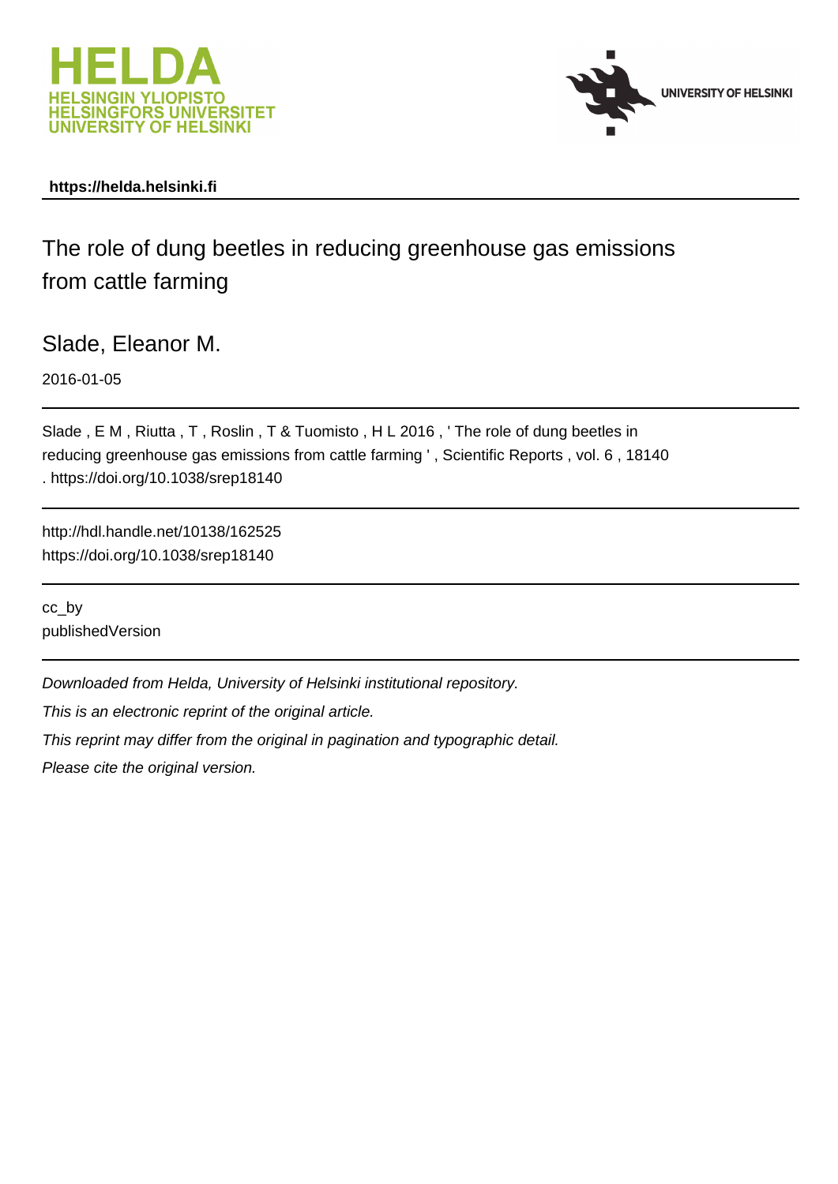https://helda.helsinki.fi

# The role of dung beetles in reducing greenhouse gas emissions from cattle farming

Slade, Eleanor M.

2016-01-05

Slade , E M , Riutta , T , Roslin , T & Tuomisto , H L 2016 , ' The role of dung beetles in reducing greenhouse gas emissions from cattle farming ' , Scientific Reports , vol. 6 , 18140 . https://doi.org/10.1038/srep18140

http://hdl.handle.net/10138/162525
https://doi.org/10.1038/srep18140

cc_by
publishedVersion

*Downloaded from Helda, University of Helsinki institutional repository.*

*This is an electronic reprint of the original article.*

*This reprint may differ from the original in pagination and typographic detail.*

*Please cite the original version.*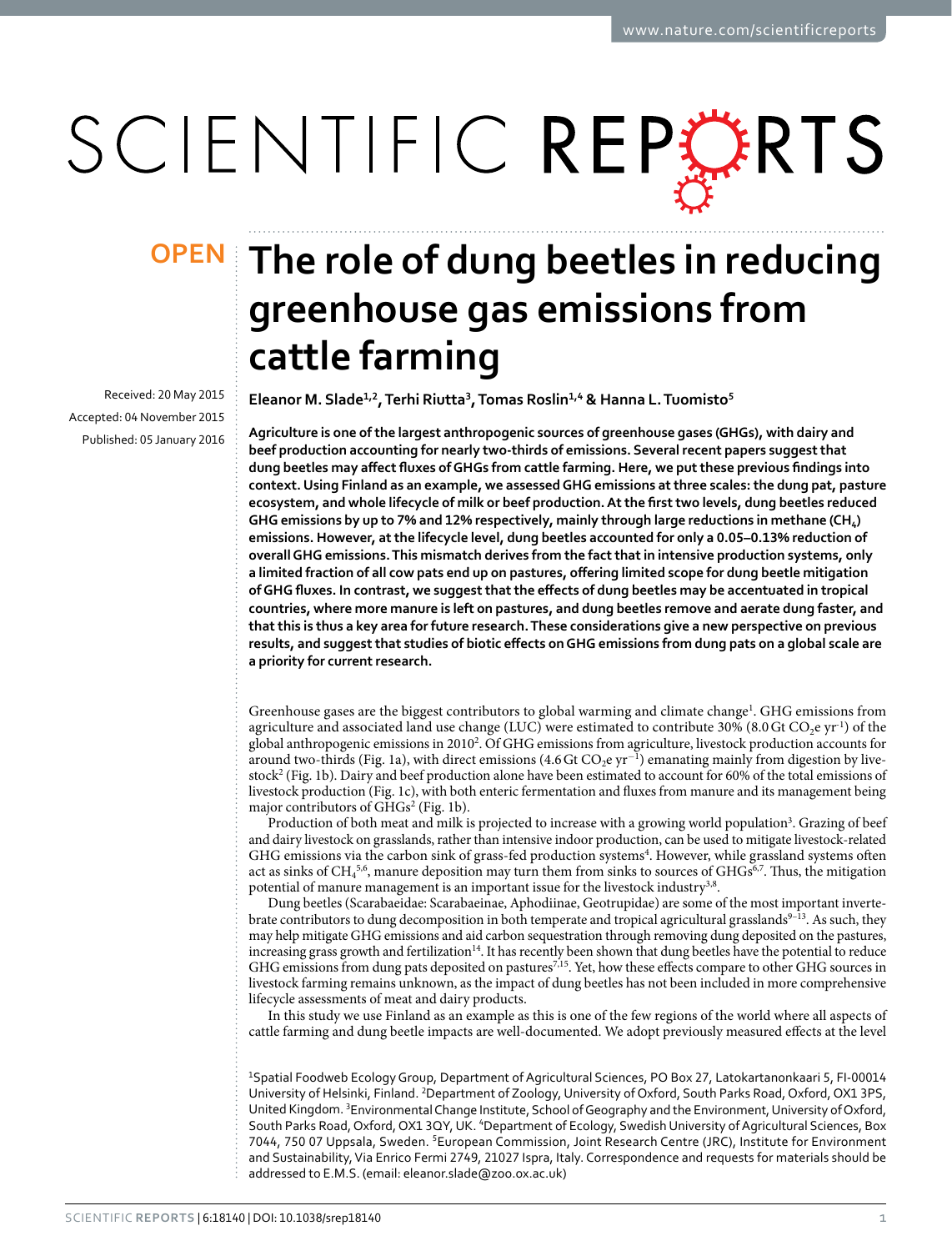# The role of dung beetles in reducing greenhouse gas emissions from cattle farming

Received: 20 May 2015
Accepted: 04 November 2015
Published: 05 January 2016

**Eleanor M. Slade[1,2], Terhi Riutta[3], Tomas Roslin[1,4] & Hanna L. Tuomisto[5]**

**Agriculture is one of the largest anthropogenic sources of greenhouse gases (GHGs), with dairy and beef production accounting for nearly two-thirds of emissions. Several recent papers suggest that dung beetles may affect fluxes of GHGs from cattle farming. Here, we put these previous findings into context. Using Finland as an example, we assessed GHG emissions at three scales: the dung pat, pasture ecosystem, and whole lifecycle of milk or beef production. At the first two levels, dung beetles reduced GHG emissions by up to 7% and 12% respectively, mainly through large reductions in methane ($CH_4$) emissions. However, at the lifecycle level, dung beetles accounted for only a 0.05–0.13% reduction of overall GHG emissions. This mismatch derives from the fact that in intensive production systems, only a limited fraction of all cow pats end up on pastures, offering limited scope for dung beetle mitigation of GHG fluxes. In contrast, we suggest that the effects of dung beetles may be accentuated in tropical countries, where more manure is left on pastures, and dung beetles remove and aerate dung faster, and that this is thus a key area for future research. These considerations give a new perspective on previous results, and suggest that studies of biotic effects on GHG emissions from dung pats on a global scale are a priority for current research.**

Greenhouse gases are the biggest contributors to global warming and climate change[1]. GHG emissions from agriculture and associated land use change (LUC) were estimated to contribute 30% (8.0 Gt $CO_2$e $yr^{-1}$) of the global anthropogenic emissions in 2010[2]. Of GHG emissions from agriculture, livestock production accounts for around two-thirds (Fig. 1a), with direct emissions (4.6 Gt $CO_2$e $yr^{-1}$) emanating mainly from digestion by livestock[2] (Fig. 1b). Dairy and beef production alone have been estimated to account for 60% of the total emissions of livestock production (Fig. 1c), with both enteric fermentation and fluxes from manure and its management being major contributors of GHGs[2] (Fig. 1b).

Production of both meat and milk is projected to increase with a growing world population[3]. Grazing of beef and dairy livestock on grasslands, rather than intensive indoor production, can be used to mitigate livestock-related GHG emissions via the carbon sink of grass-fed production systems[4]. However, while grassland systems often act as sinks of $CH_4$[5,6], manure deposition may turn them from sinks to sources of GHGs[6,7]. Thus, the mitigation potential of manure management is an important issue for the livestock industry[3,8].

Dung beetles (Scarabaeidae: Scarabaeinae, Aphodiinae, Geotrupidae) are some of the most important invertebrate contributors to dung decomposition in both temperate and tropical agricultural grasslands[9–13]. As such, they may help mitigate GHG emissions and aid carbon sequestration through removing dung deposited on the pastures, increasing grass growth and fertilization[14]. It has recently been shown that dung beetles have the potential to reduce GHG emissions from dung pats deposited on pastures[7,15]. Yet, how these effects compare to other GHG sources in livestock farming remains unknown, as the impact of dung beetles has not been included in more comprehensive lifecycle assessments of meat and dairy products.

In this study we use Finland as an example as this is one of the few regions of the world where all aspects of cattle farming and dung beetle impacts are well-documented. We adopt previously measured effects at the level

[1]Spatial Foodweb Ecology Group, Department of Agricultural Sciences, PO Box 27, Latokartanonkaari 5, FI-00014 University of Helsinki, Finland. [2]Department of Zoology, University of Oxford, South Parks Road, Oxford, OX1 3PS, United Kingdom. [3]Environmental Change Institute, School of Geography and the Environment, University of Oxford, South Parks Road, Oxford, OX1 3QY, UK. [4]Department of Ecology, Swedish University of Agricultural Sciences, Box 7044, 750 07 Uppsala, Sweden. [5]European Commission, Joint Research Centre (JRC), Institute for Environment and Sustainability, Via Enrico Fermi 2749, 21027 Ispra, Italy. Correspondence and requests for materials should be addressed to E.M.S. (email: eleanor.slade@zoo.ox.ac.uk)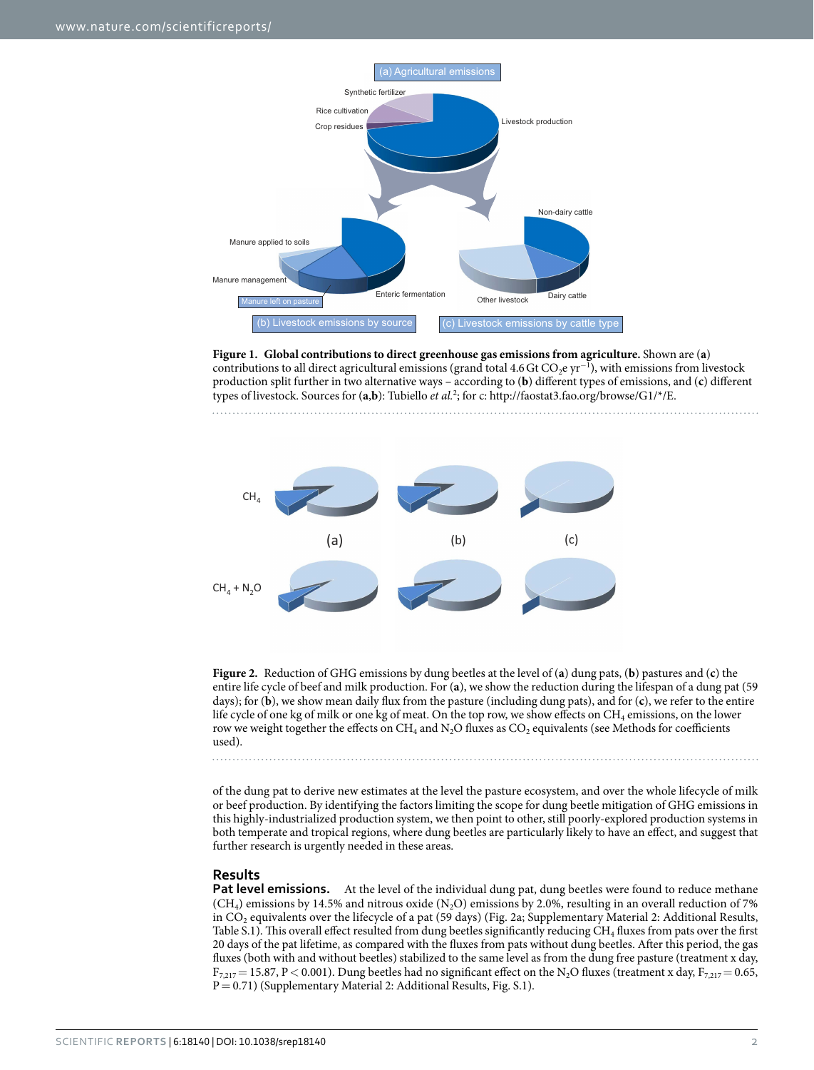**Figure 1. Global contributions to direct greenhouse gas emissions from agriculture.** Shown are (**a**) contributions to all direct agricultural emissions (grand total 4.6 Gt $CO_2e\ yr^{-1}$), with emissions from livestock production split further in two alternative ways – according to (**b**) different types of emissions, and (**c**) different types of livestock. Sources for (**a**,**b**): Tubiello *et al.*[2]; for c: http://faostat3.fao.org/browse/G1/*/E.

**Figure 2.** Reduction of GHG emissions by dung beetles at the level of (**a**) dung pats, (**b**) pastures and (**c**) the entire life cycle of beef and milk production. For (**a**), we show the reduction during the lifespan of a dung pat (59 days); for (**b**), we show mean daily flux from the pasture (including dung pats), and for (**c**), we refer to the entire life cycle of one kg of milk or one kg of meat. On the top row, we show effects on $CH_4$ emissions, on the lower row we weight together the effects on $CH_4$ and $N_2O$ fluxes as $CO_2$ equivalents (see Methods for coefficients used).

of the dung pat to derive new estimates at the level the pasture ecosystem, and over the whole lifecycle of milk or beef production. By identifying the factors limiting the scope for dung beetle mitigation of GHG emissions in this highly-industrialized production system, we then point to other, still poorly-explored production systems in both temperate and tropical regions, where dung beetles are particularly likely to have an effect, and suggest that further research is urgently needed in these areas.

## Results

**Pat level emissions.** At the level of the individual dung pat, dung beetles were found to reduce methane ($CH_4$) emissions by 14.5% and nitrous oxide ($N_2O$) emissions by 2.0%, resulting in an overall reduction of 7% in $CO_2$ equivalents over the lifecycle of a pat (59 days) (Fig. 2a; Supplementary Material 2: Additional Results, Table S.1). This overall effect resulted from dung beetles significantly reducing $CH_4$ fluxes from pats over the first 20 days of the pat lifetime, as compared with the fluxes from pats without dung beetles. After this period, the gas fluxes (both with and without beetles) stabilized to the same level as from the dung free pasture (treatment x day, $F_{7,217} = 15.87$, $P < 0.001$). Dung beetles had no significant effect on the $N_2O$ fluxes (treatment x day, $F_{7,217} = 0.65$, $P = 0.71$) (Supplementary Material 2: Additional Results, Fig. S.1).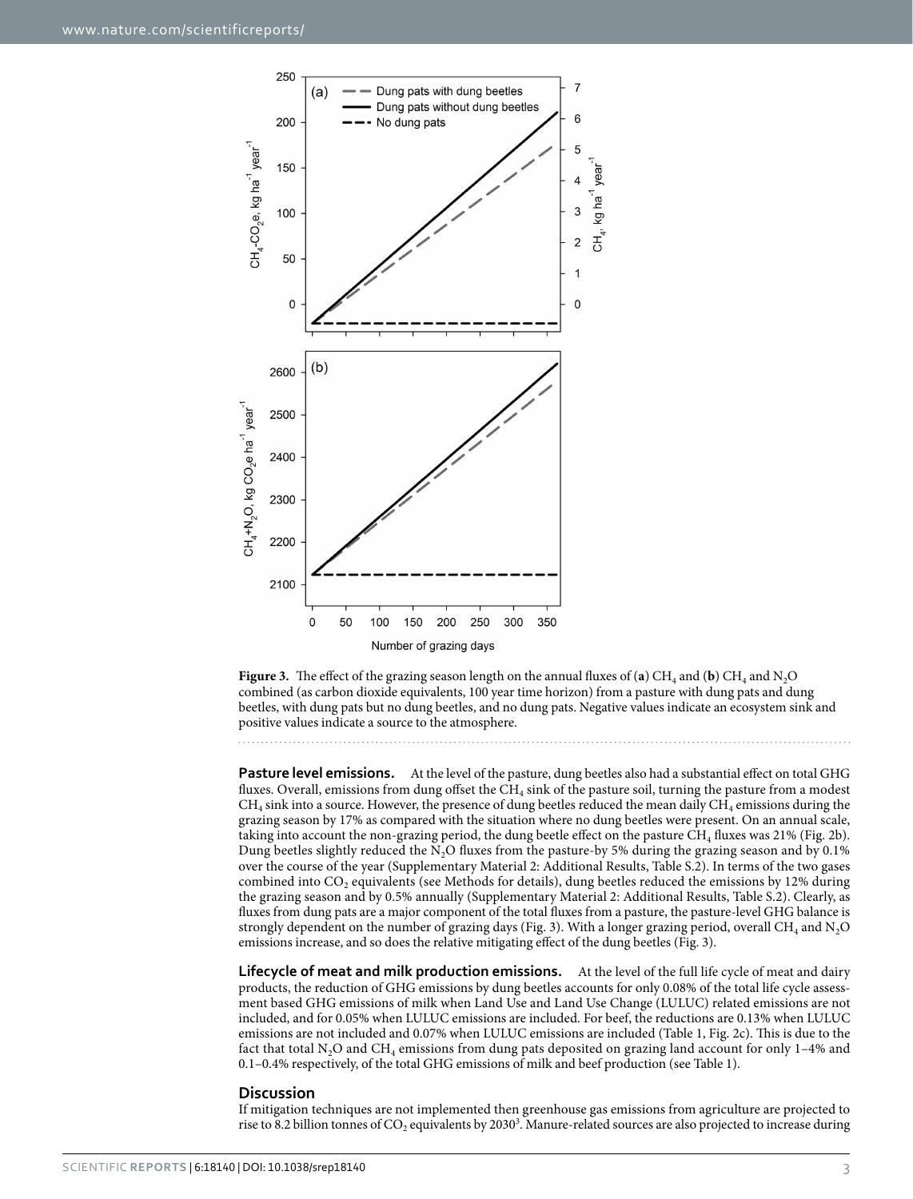**Figure 3.** The effect of the grazing season length on the annual fluxes of (**a**) $CH_4$ and (**b**) $CH_4$ and $N_2O$ combined (as carbon dioxide equivalents, 100 year time horizon) from a pasture with dung pats and dung beetles, with dung pats but no dung beetles, and no dung pats. Negative values indicate an ecosystem sink and positive values indicate a source to the atmosphere.

**Pasture level emissions.** At the level of the pasture, dung beetles also had a substantial effect on total GHG fluxes. Overall, emissions from dung offset the $CH_4$ sink of the pasture soil, turning the pasture from a modest $CH_4$ sink into a source. However, the presence of dung beetles reduced the mean daily $CH_4$ emissions during the grazing season by 17% as compared with the situation where no dung beetles were present. On an annual scale, taking into account the non-grazing period, the dung beetle effect on the pasture $CH_4$ fluxes was 21% (Fig. 2b). Dung beetles slightly reduced the $N_2O$ fluxes from the pasture-by 5% during the grazing season and by 0.1% over the course of the year (Supplementary Material 2: Additional Results, Table S.2). In terms of the two gases combined into $CO_2$ equivalents (see Methods for details), dung beetles reduced the emissions by 12% during the grazing season and by 0.5% annually (Supplementary Material 2: Additional Results, Table S.2). Clearly, as fluxes from dung pats are a major component of the total fluxes from a pasture, the pasture-level GHG balance is strongly dependent on the number of grazing days (Fig. 3). With a longer grazing period, overall $CH_4$ and $N_2O$ emissions increase, and so does the relative mitigating effect of the dung beetles (Fig. 3).

**Lifecycle of meat and milk production emissions.** At the level of the full life cycle of meat and dairy products, the reduction of GHG emissions by dung beetles accounts for only 0.08% of the total life cycle assessment based GHG emissions of milk when Land Use and Land Use Change (LULUC) related emissions are not included, and for 0.05% when LULUC emissions are included. For beef, the reductions are 0.13% when LULUC emissions are not included and 0.07% when LULUC emissions are included (Table 1, Fig. 2c). This is due to the fact that total $N_2O$ and $CH_4$ emissions from dung pats deposited on grazing land account for only 1–4% and 0.1–0.4% respectively, of the total GHG emissions of milk and beef production (see Table 1).

## Discussion

If mitigation techniques are not implemented then greenhouse gas emissions from agriculture are projected to rise to 8.2 billion tonnes of $CO_2$ equivalents by 2030[3]. Manure-related sources are also projected to increase during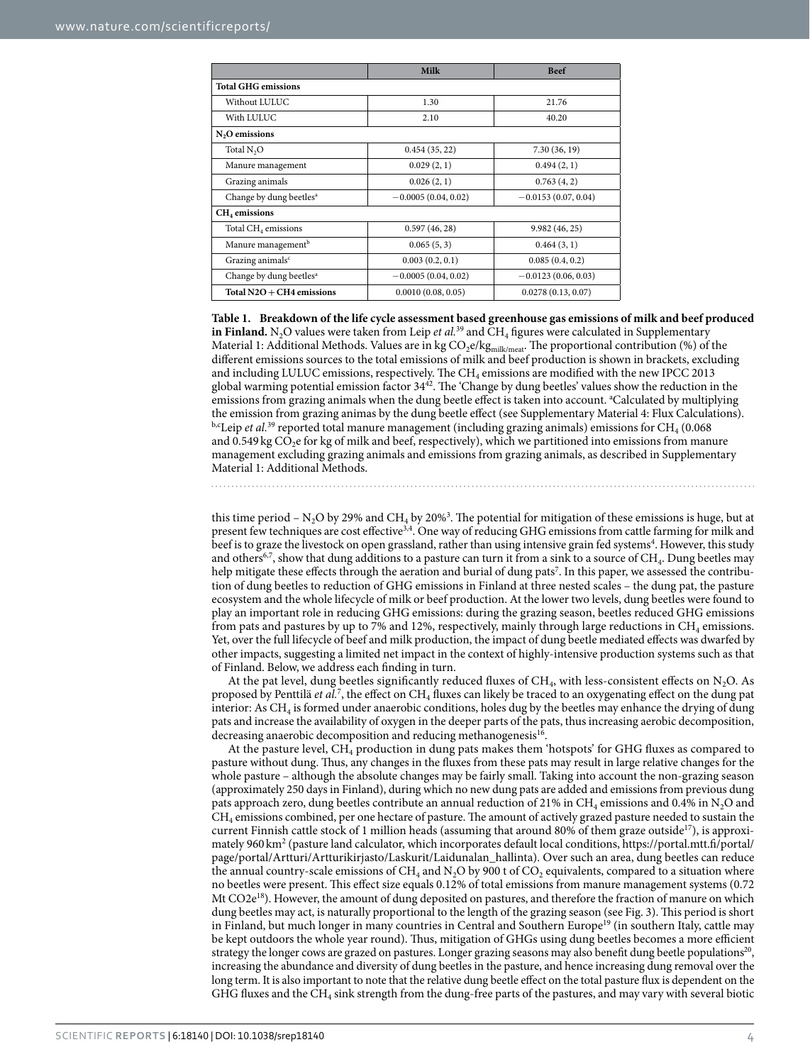| | Milk | Beef |
|---|---|---|
| **Total GHG emissions** | | |
| Without LULUC | 1.30 | 21.76 |
| With LULUC | 2.10 | 40.20 |
| **$N_2O$ emissions** | | |
| Total $N_2O$ | 0.454 (35, 22) | 7.30 (36, 19) |
| Manure management | 0.029 (2, 1) | 0.494 (2, 1) |
| Grazing animals | 0.026 (2, 1) | 0.763 (4, 2) |
| Change by dung beetles[a] | −0.0005 (0.04, 0.02) | −0.0153 (0.07, 0.04) |
| **$CH_4$ emissions** | | |
| Total $CH_4$ emissions | 0.597 (46, 28) | 9.982 (46, 25) |
| Manure management[b] | 0.065 (5, 3) | 0.464 (3, 1) |
| Grazing animals[c] | 0.003 (0.2, 0.1) | 0.085 (0.4, 0.2) |
| Change by dung beetles[a] | −0.0005 (0.04, 0.02) | −0.0123 (0.06, 0.03) |
| **Total N2O + CH4 emissions** | 0.0010 (0.08, 0.05) | 0.0278 (0.13, 0.07) |

**Table 1. Breakdown of the life cycle assessment based greenhouse gas emissions of milk and beef produced in Finland.** $N_2O$ values were taken from Leip *et al.*[39] and $CH_4$ figures were calculated in Supplementary Material 1: Additional Methods. Values are in kg $CO_2e/kg_{milk/meat}$. The proportional contribution (%) of the different emissions sources to the total emissions of milk and beef production is shown in brackets, excluding and including LULUC emissions, respectively. The $CH_4$ emissions are modified with the new IPCC 2013 global warming potential emission factor 34[42]. The 'Change by dung beetles' values show the reduction in the emissions from grazing animals when the dung beetle effect is taken into account. [a]Calculated by multiplying the emission from grazing animas by the dung beetle effect (see Supplementary Material 4: Flux Calculations). [b,c]Leip *et al.*[39] reported total manure management (including grazing animals) emissions for $CH_4$ (0.068 and 0.549 kg $CO_2$e for kg of milk and beef, respectively), which we partitioned into emissions from manure management excluding grazing animals and emissions from grazing animals, as described in Supplementary Material 1: Additional Methods.

this time period – $N_2O$ by 29% and $CH_4$ by 20%[3]. The potential for mitigation of these emissions is huge, but at present few techniques are cost effective[3,4]. One way of reducing GHG emissions from cattle farming for milk and beef is to graze the livestock on open grassland, rather than using intensive grain fed systems[4]. However, this study and others[6,7], show that dung additions to a pasture can turn it from a sink to a source of $CH_4$. Dung beetles may help mitigate these effects through the aeration and burial of dung pats[7]. In this paper, we assessed the contribution of dung beetles to reduction of GHG emissions in Finland at three nested scales – the dung pat, the pasture ecosystem and the whole lifecycle of milk or beef production. At the lower two levels, dung beetles were found to play an important role in reducing GHG emissions: during the grazing season, beetles reduced GHG emissions from pats and pastures by up to 7% and 12%, respectively, mainly through large reductions in $CH_4$ emissions. Yet, over the full lifecycle of beef and milk production, the impact of dung beetle mediated effects was dwarfed by other impacts, suggesting a limited net impact in the context of highly-intensive production systems such as that of Finland. Below, we address each finding in turn.

At the pat level, dung beetles significantly reduced fluxes of $CH_4$, with less-consistent effects on $N_2O$. As proposed by Penttilä *et al.*[7], the effect on $CH_4$ fluxes can likely be traced to an oxygenating effect on the dung pat interior: As $CH_4$ is formed under anaerobic conditions, holes dug by the beetles may enhance the drying of dung pats and increase the availability of oxygen in the deeper parts of the pats, thus increasing aerobic decomposition, decreasing anaerobic decomposition and reducing methanogenesis[16].

At the pasture level, $CH_4$ production in dung pats makes them 'hotspots' for GHG fluxes as compared to pasture without dung. Thus, any changes in the fluxes from these pats may result in large relative changes for the whole pasture – although the absolute changes may be fairly small. Taking into account the non-grazing season (approximately 250 days in Finland), during which no new dung pats are added and emissions from previous dung pats approach zero, dung beetles contribute an annual reduction of 21% in $CH_4$ emissions and 0.4% in $N_2O$ and $CH_4$ emissions combined, per one hectare of pasture. The amount of actively grazed pasture needed to sustain the current Finnish cattle stock of 1 million heads (assuming that around 80% of them graze outside[17]), is approximately 960 km² (pasture land calculator, which incorporates default local conditions, https://portal.mtt.fi/portal/page/portal/Artturi/Artturikirjasto/Laskurit/Laidunalan_hallinta). Over such an area, dung beetles can reduce the annual country-scale emissions of $CH_4$ and $N_2O$ by 900 t of $CO_2$ equivalents, compared to a situation where no beetles were present. This effect size equals 0.12% of total emissions from manure management systems (0.72 Mt CO2e[18]). However, the amount of dung deposited on pastures, and therefore the fraction of manure on which dung beetles may act, is naturally proportional to the length of the grazing season (see Fig. 3). This period is short in Finland, but much longer in many countries in Central and Southern Europe[19] (in southern Italy, cattle may be kept outdoors the whole year round). Thus, mitigation of GHGs using dung beetles becomes a more efficient strategy the longer cows are grazed on pastures. Longer grazing seasons may also benefit dung beetle populations[20], increasing the abundance and diversity of dung beetles in the pasture, and hence increasing dung removal over the long term. It is also important to note that the relative dung beetle effect on the total pasture flux is dependent on the GHG fluxes and the $CH_4$ sink strength from the dung-free parts of the pastures, and may vary with several biotic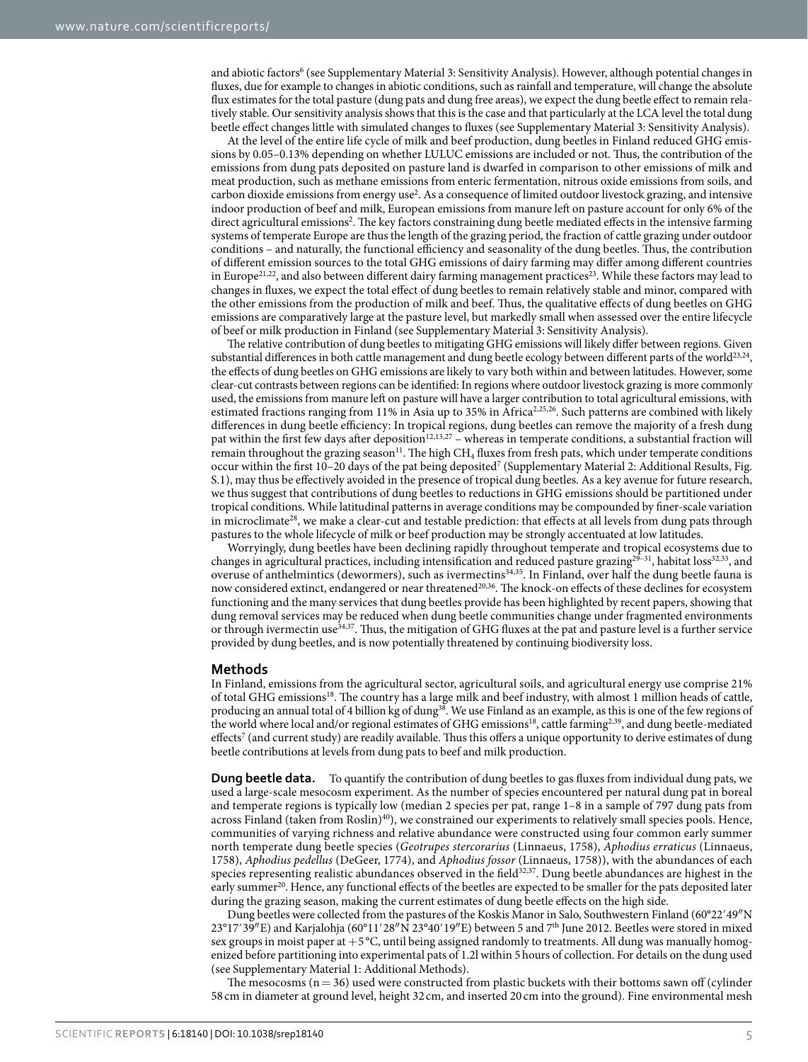and abiotic factors[6] (see Supplementary Material 3: Sensitivity Analysis). However, although potential changes in fluxes, due for example to changes in abiotic conditions, such as rainfall and temperature, will change the absolute flux estimates for the total pasture (dung pats and dung free areas), we expect the dung beetle effect to remain relatively stable. Our sensitivity analysis shows that this is the case and that particularly at the LCA level the total dung beetle effect changes little with simulated changes to fluxes (see Supplementary Material 3: Sensitivity Analysis).

At the level of the entire life cycle of milk and beef production, dung beetles in Finland reduced GHG emissions by 0.05–0.13% depending on whether LULUC emissions are included or not. Thus, the contribution of the emissions from dung pats deposited on pasture land is dwarfed in comparison to other emissions of milk and meat production, such as methane emissions from enteric fermentation, nitrous oxide emissions from soils, and carbon dioxide emissions from energy use[2]. As a consequence of limited outdoor livestock grazing, and intensive indoor production of beef and milk, European emissions from manure left on pasture account for only 6% of the direct agricultural emissions[2]. The key factors constraining dung beetle mediated effects in the intensive farming systems of temperate Europe are thus the length of the grazing period, the fraction of cattle grazing under outdoor conditions – and naturally, the functional efficiency and seasonality of the dung beetles. Thus, the contribution of different emission sources to the total GHG emissions of dairy farming may differ among different countries in Europe[21,22], and also between different dairy farming management practices[23]. While these factors may lead to changes in fluxes, we expect the total effect of dung beetles to remain relatively stable and minor, compared with the other emissions from the production of milk and beef. Thus, the qualitative effects of dung beetles on GHG emissions are comparatively large at the pasture level, but markedly small when assessed over the entire lifecycle of beef or milk production in Finland (see Supplementary Material 3: Sensitivity Analysis).

The relative contribution of dung beetles to mitigating GHG emissions will likely differ between regions. Given substantial differences in both cattle management and dung beetle ecology between different parts of the world[23,24], the effects of dung beetles on GHG emissions are likely to vary both within and between latitudes. However, some clear-cut contrasts between regions can be identified: In regions where outdoor livestock grazing is more commonly used, the emissions from manure left on pasture will have a larger contribution to total agricultural emissions, with estimated fractions ranging from 11% in Asia up to 35% in Africa[2,25,26]. Such patterns are combined with likely differences in dung beetle efficiency: In tropical regions, dung beetles can remove the majority of a fresh dung pat within the first few days after deposition[12,13,27] – whereas in temperate conditions, a substantial fraction will remain throughout the grazing season[11]. The high $CH_4$ fluxes from fresh pats, which under temperate conditions occur within the first 10–20 days of the pat being deposited[7] (Supplementary Material 2: Additional Results, Fig. S.1), may thus be effectively avoided in the presence of tropical dung beetles. As a key avenue for future research, we thus suggest that contributions of dung beetles to reductions in GHG emissions should be partitioned under tropical conditions. While latitudinal patterns in average conditions may be compounded by finer-scale variation in microclimate[28], we make a clear-cut and testable prediction: that effects at all levels from dung pats through pastures to the whole lifecycle of milk or beef production may be strongly accentuated at low latitudes.

Worryingly, dung beetles have been declining rapidly throughout temperate and tropical ecosystems due to changes in agricultural practices, including intensification and reduced pasture grazing[29–31], habitat loss[32,33], and overuse of anthelmintics (dewormers), such as ivermectins[34,35]. In Finland, over half the dung beetle fauna is now considered extinct, endangered or near threatened[20,36]. The knock-on effects of these declines for ecosystem functioning and the many services that dung beetles provide has been highlighted by recent papers, showing that dung removal services may be reduced when dung beetle communities change under fragmented environments or through ivermectin use[34,37]. Thus, the mitigation of GHG fluxes at the pat and pasture level is a further service provided by dung beetles, and is now potentially threatened by continuing biodiversity loss.

## Methods

In Finland, emissions from the agricultural sector, agricultural soils, and agricultural energy use comprise 21% of total GHG emissions[18]. The country has a large milk and beef industry, with almost 1 million heads of cattle, producing an annual total of 4 billion kg of dung[38]. We use Finland as an example, as this is one of the few regions of the world where local and/or regional estimates of GHG emissions[18], cattle farming[2,39], and dung beetle-mediated effects[7] (and current study) are readily available. Thus this offers a unique opportunity to derive estimates of dung beetle contributions at levels from dung pats to beef and milk production.

**Dung beetle data.** To quantify the contribution of dung beetles to gas fluxes from individual dung pats, we used a large-scale mesocosm experiment. As the number of species encountered per natural dung pat in boreal and temperate regions is typically low (median 2 species per pat, range 1–8 in a sample of 797 dung pats from across Finland (taken from Roslin)[40]), we constrained our experiments to relatively small species pools. Hence, communities of varying richness and relative abundance were constructed using four common early summer north temperate dung beetle species (*Geotrupes stercorarius* (Linnaeus, 1758), *Aphodius erraticus* (Linnaeus, 1758), *Aphodius pedellus* (DeGeer, 1774), and *Aphodius fossor* (Linnaeus, 1758)), with the abundances of each species representing realistic abundances observed in the field[32,37]. Dung beetle abundances are highest in the early summer[20]. Hence, any functional effects of the beetles are expected to be smaller for the pats deposited later during the grazing season, making the current estimates of dung beetle effects on the high side.

Dung beetles were collected from the pastures of the Koskis Manor in Salo, Southwestern Finland (60°22′49″N 23°17′39″E) and Karjalohja (60°11′28″N 23°40′19″E) between 5 and 7th June 2012. Beetles were stored in mixed sex groups in moist paper at +5 °C, until being assigned randomly to treatments. All dung was manually homogenized before partitioning into experimental pats of 1.2 l within 5 hours of collection. For details on the dung used (see Supplementary Material 1: Additional Methods).

The mesocosms (n = 36) used were constructed from plastic buckets with their bottoms sawn off (cylinder 58 cm in diameter at ground level, height 32 cm, and inserted 20 cm into the ground). Fine environmental mesh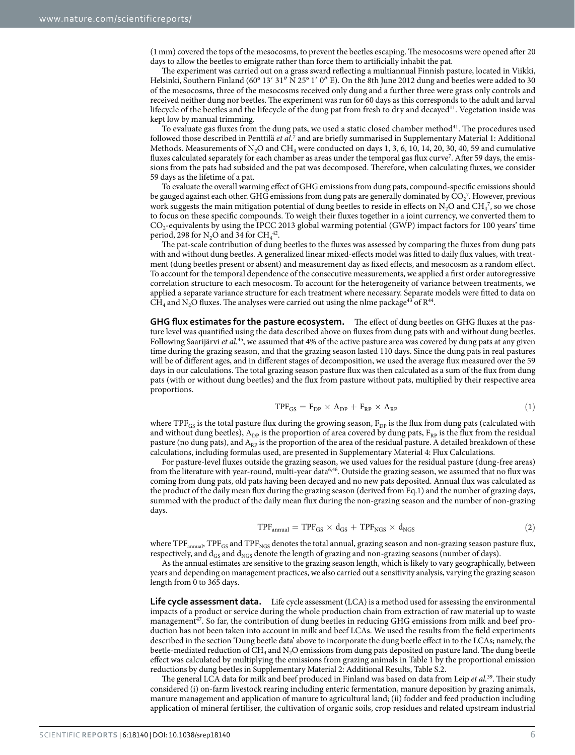(1 mm) covered the tops of the mesocosms, to prevent the beetles escaping. The mesocosms were opened after 20 days to allow the beetles to emigrate rather than force them to artificially inhabit the pat.

The experiment was carried out on a grass sward reflecting a multiannual Finnish pasture, located in Viikki, Helsinki, Southern Finland (60° 13′ 31″ N 25° 1′ 0″ E). On the 8th June 2012 dung and beetles were added to 30 of the mesocosms, three of the mesocosms received only dung and a further three were grass only controls and received neither dung nor beetles. The experiment was run for 60 days as this corresponds to the adult and larval lifecycle of the beetles and the lifecycle of the dung pat from fresh to dry and decayed[11]. Vegetation inside was kept low by manual trimming.

To evaluate gas fluxes from the dung pats, we used a static closed chamber method[41]. The procedures used followed those described in Penttilä *et al.*[7] and are briefly summarised in Supplementary Material 1: Additional Methods. Measurements of $N_2O$ and $CH_4$ were conducted on days 1, 3, 6, 10, 14, 20, 30, 40, 59 and cumulative fluxes calculated separately for each chamber as areas under the temporal gas flux curve[7]. After 59 days, the emissions from the pats had subsided and the pat was decomposed. Therefore, when calculating fluxes, we consider 59 days as the lifetime of a pat.

To evaluate the overall warming effect of GHG emissions from dung pats, compound-specific emissions should be gauged against each other. GHG emissions from dung pats are generally dominated by $CO_2$[7]. However, previous work suggests the main mitigation potential of dung beetles to reside in effects on $N_2O$ and $CH_4$[7], so we chose to focus on these specific compounds. To weigh their fluxes together in a joint currency, we converted them to $CO_2$-equivalents by using the IPCC 2013 global warming potential (GWP) impact factors for 100 years' time period, 298 for $N_2O$ and 34 for $CH_4$[42].

The pat-scale contribution of dung beetles to the fluxes was assessed by comparing the fluxes from dung pats with and without dung beetles. A generalized linear mixed-effects model was fitted to daily flux values, with treatment (dung beetles present or absent) and measurement day as fixed effects, and mesocosm as a random effect. To account for the temporal dependence of the consecutive measurements, we applied a first order autoregressive correlation structure to each mesocosm. To account for the heterogeneity of variance between treatments, we applied a separate variance structure for each treatment where necessary. Separate models were fitted to data on $CH_4$ and $N_2O$ fluxes. The analyses were carried out using the nlme package[43] of R[44].

**GHG flux estimates for the pasture ecosystem.** The effect of dung beetles on GHG fluxes at the pasture level was quantified using the data described above on fluxes from dung pats with and without dung beetles. Following Saarijärvi *et al.*[45], we assumed that 4% of the active pasture area was covered by dung pats at any given time during the grazing season, and that the grazing season lasted 110 days. Since the dung pats in real pastures will be of different ages, and in different stages of decomposition, we used the average flux measured over the 59 days in our calculations. The total grazing season pasture flux was then calculated as a sum of the flux from dung pats (with or without dung beetles) and the flux from pasture without pats, multiplied by their respective area proportions.

$$TPF_{GS} = F_{DP} \times A_{DP} + F_{RP} \times A_{RP} \tag{1}$$

where $TPF_{GS}$ is the total pasture flux during the growing season, $F_{DP}$ is the flux from dung pats (calculated with and without dung beetles), $A_{DP}$ is the proportion of area covered by dung pats, $F_{RP}$ is the flux from the residual pasture (no dung pats), and $A_{RP}$ is the proportion of the area of the residual pasture. A detailed breakdown of these calculations, including formulas used, are presented in Supplementary Material 4: Flux Calculations.

For pasture-level fluxes outside the grazing season, we used values for the residual pasture (dung-free areas) from the literature with year-round, multi-year data[6,46]. Outside the grazing season, we assumed that no flux was coming from dung pats, old pats having been decayed and no new pats deposited. Annual flux was calculated as the product of the daily mean flux during the grazing season (derived from Eq.1) and the number of grazing days, summed with the product of the daily mean flux during the non-grazing season and the number of non-grazing days.

$$TPF_{annual} = TPF_{GS} \times d_{GS} + TPF_{NGS} \times d_{NGS} \tag{2}$$

where $TPF_{annual}$, $TPF_{GS}$ and $TPF_{NGS}$ denotes the total annual, grazing season and non-grazing season pasture flux, respectively, and $d_{GS}$ and $d_{NGS}$ denote the length of grazing and non-grazing seasons (number of days).

As the annual estimates are sensitive to the grazing season length, which is likely to vary geographically, between years and depending on management practices, we also carried out a sensitivity analysis, varying the grazing season length from 0 to 365 days.

**Life cycle assessment data.** Life cycle assessment (LCA) is a method used for assessing the environmental impacts of a product or service during the whole production chain from extraction of raw material up to waste management[47]. So far, the contribution of dung beetles in reducing GHG emissions from milk and beef production has not been taken into account in milk and beef LCAs. We used the results from the field experiments described in the section 'Dung beetle data' above to incorporate the dung beetle effect in to the LCAs; namely, the beetle-mediated reduction of $CH_4$ and $N_2O$ emissions from dung pats deposited on pasture land. The dung beetle effect was calculated by multiplying the emissions from grazing animals in Table 1 by the proportional emission reductions by dung beetles in Supplementary Material 2: Additional Results, Table S.2.

The general LCA data for milk and beef produced in Finland was based on data from Leip *et al.*[39]. Their study considered (i) on-farm livestock rearing including enteric fermentation, manure deposition by grazing animals, manure management and application of manure to agricultural land; (ii) fodder and feed production including application of mineral fertiliser, the cultivation of organic soils, crop residues and related upstream industrial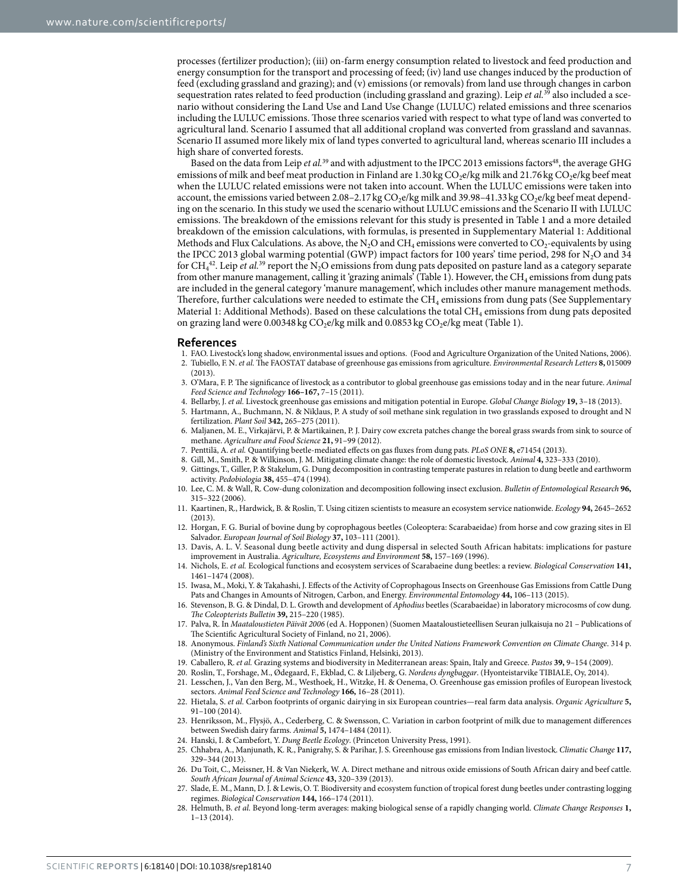processes (fertilizer production); (iii) on-farm energy consumption related to livestock and feed production and energy consumption for the transport and processing of feed; (iv) land use changes induced by the production of feed (excluding grassland and grazing); and (v) emissions (or removals) from land use through changes in carbon sequestration rates related to feed production (including grassland and grazing). Leip *et al.*[39] also included a scenario without considering the Land Use and Land Use Change (LULUC) related emissions and three scenarios including the LULUC emissions. Those three scenarios varied with respect to what type of land was converted to agricultural land. Scenario I assumed that all additional cropland was converted from grassland and savannas. Scenario II assumed more likely mix of land types converted to agricultural land, whereas scenario III includes a high share of converted forests.

Based on the data from Leip *et al.*[39] and with adjustment to the IPCC 2013 emissions factors[48], the average GHG emissions of milk and beef meat production in Finland are 1.30 kg $CO_2$e/kg milk and 21.76 kg $CO_2$e/kg beef meat when the LULUC related emissions were not taken into account. When the LULUC emissions were taken into account, the emissions varied between 2.08–2.17 kg $CO_2$e/kg milk and 39.98–41.33 kg $CO_2$e/kg beef meat depending on the scenario. In this study we used the scenario without LULUC emissions and the Scenario II with LULUC emissions. The breakdown of the emissions relevant for this study is presented in Table 1 and a more detailed breakdown of the emission calculations, with formulas, is presented in Supplementary Material 1: Additional Methods and Flux Calculations. As above, the $N_2O$ and $CH_4$ emissions were converted to $CO_2$-equivalents by using the IPCC 2013 global warming potential (GWP) impact factors for 100 years' time period, 298 for $N_2O$ and 34 for $CH_4$[42]. Leip *et al.*[39] report the $N_2O$ emissions from dung pats deposited on pasture land as a category separate from other manure management, calling it 'grazing animals' (Table 1). However, the $CH_4$ emissions from dung pats are included in the general category 'manure management', which includes other manure management methods. Therefore, further calculations were needed to estimate the $CH_4$ emissions from dung pats (See Supplementary Material 1: Additional Methods). Based on these calculations the total $CH_4$ emissions from dung pats deposited on grazing land were 0.00348 kg $CO_2$e/kg milk and 0.0853 kg $CO_2$e/kg meat (Table 1).

## References

1. FAO. Livestock's long shadow, environmental issues and options. (Food and Agriculture Organization of the United Nations, 2006).
2. Tubiello, F. N. *et al.* The FAOSTAT database of greenhouse gas emissions from agriculture. *Environmental Research Letters* **8,** 015009 (2013).
3. O'Mara, F. P. The significance of livestock as a contributor to global greenhouse gas emissions today and in the near future. *Animal Feed Science and Technology* **166–167,** 7–15 (2011).
4. Bellarby, J. *et al.* Livestock greenhouse gas emissions and mitigation potential in Europe. *Global Change Biology* **19,** 3–18 (2013).
5. Hartmann, A., Buchmann, N. & Niklaus, P. A study of soil methane sink regulation in two grasslands exposed to drought and N fertilization. *Plant Soil* **342,** 265–275 (2011).
6. Maljanen, M. E., Virkajärvi, P. & Martikainen, P. J. Dairy cow excreta patches change the boreal grass swards from sink to source of methane. *Agriculture and Food Science* **21,** 91–99 (2012).
7. Penttilä, A. *et al.* Quantifying beetle-mediated effects on gas fluxes from dung pats. *PLoS ONE* **8,** e71454 (2013).
8. Gill, M., Smith, P. & Wilkinson, J. M. Mitigating climate change: the role of domestic livestock. *Animal* **4,** 323–333 (2010).
9. Gittings, T., Giller, P. & Stakelum, G. Dung decomposition in contrasting temperate pastures in relation to dung beetle and earthworm activity. *Pedobiologia* **38,** 455–474 (1994).
10. Lee, C. M. & Wall, R. Cow-dung colonization and decomposition following insect exclusion. *Bulletin of Entomological Research* **96,** 315–322 (2006).
11. Kaartinen, R., Hardwick, B. & Roslin, T. Using citizen scientists to measure an ecosystem service nationwide. *Ecology* **94,** 2645–2652 (2013).
12. Horgan, F. G. Burial of bovine dung by coprophagous beetles (Coleoptera: Scarabaeidae) from horse and cow grazing sites in El Salvador. *European Journal of Soil Biology* **37,** 103–111 (2001).
13. Davis, A. L. V. Seasonal dung beetle activity and dung dispersal in selected South African habitats: implications for pasture improvement in Australia. *Agriculture, Ecosystems and Environment* **58,** 157–169 (1996).
14. Nichols, E. *et al.* Ecological functions and ecosystem services of Scarabaeine dung beetles: a review. *Biological Conservation* **141,** 1461–1474 (2008).
15. Iwasa, M., Moki, Y. & Takahashi, J. Effects of the Activity of Coprophagous Insects on Greenhouse Gas Emissions from Cattle Dung Pats and Changes in Amounts of Nitrogen, Carbon, and Energy. *Environmental Entomology* **44,** 106–113 (2015).
16. Stevenson, B. G. & Dindal, D. L. Growth and development of *Aphodius* beetles (Scarabaeidae) in laboratory microcosms of cow dung. *The Coleopterists Bulletin* **39,** 215–220 (1985).
17. Palva, R. In *Maataloustieten Päivät 2006* (ed A. Hopponen) (Suomen Maataloustieteellisen Seuran julkaisuja no 21 – Publications of The Scientific Agricultural Society of Finland, no 21, 2006).
18. Anonymous. *Finland's Sixth National Communication under the United Nations Framework Convention on Climate Change*. 314 p. (Ministry of the Environment and Statistics Finland, Helsinki, 2013).
19. Caballero, R. *et al.* Grazing systems and biodiversity in Mediterranean areas: Spain, Italy and Greece. *Pastos* **39,** 9–154 (2009).
20. Roslin, T., Forshage, M., Ødegaard, F., Ekblad, C. & Liljeberg, G. *Nordens dyngbaggar*. (Hyonteistarvike TIBIALE, Oy, 2014).
21. Lesschen, J., Van den Berg, M., Westhoek, H., Witzke, H. & Oenema, O. Greenhouse gas emission profiles of European livestock sectors. *Animal Feed Science and Technology* **166,** 16–28 (2011).
22. Hietala, S. *et al.* Carbon footprints of organic dairying in six European countries—real farm data analysis. *Organic Agriculture* **5,** 91–100 (2014).
23. Henriksson, M., Flysjö, A., Cederberg, C. & Swensson, C. Variation in carbon footprint of milk due to management differences between Swedish dairy farms. *Animal* **5,** 1474–1484 (2011).
24. Hanski, I. & Cambefort, Y. *Dung Beetle Ecology*. (Princeton University Press, 1991).
25. Chhabra, A., Manjunath, K. R., Panigrahy, S. & Parihar, J. S. Greenhouse gas emissions from Indian livestock. *Climatic Change* **117,** 329–344 (2013).
26. Du Toit, C., Meissner, H. & Van Niekerk, W. A. Direct methane and nitrous oxide emissions of South African dairy and beef cattle. *South African Journal of Animal Science* **43,** 320–339 (2013).
27. Slade, E. M., Mann, D. J. & Lewis, O. T. Biodiversity and ecosystem function of tropical forest dung beetles under contrasting logging regimes. *Biological Conservation* **144,** 166–174 (2011).
28. Helmuth, B. *et al.* Beyond long-term averages: making biological sense of a rapidly changing world. *Climate Change Responses* **1,** 1–13 (2014).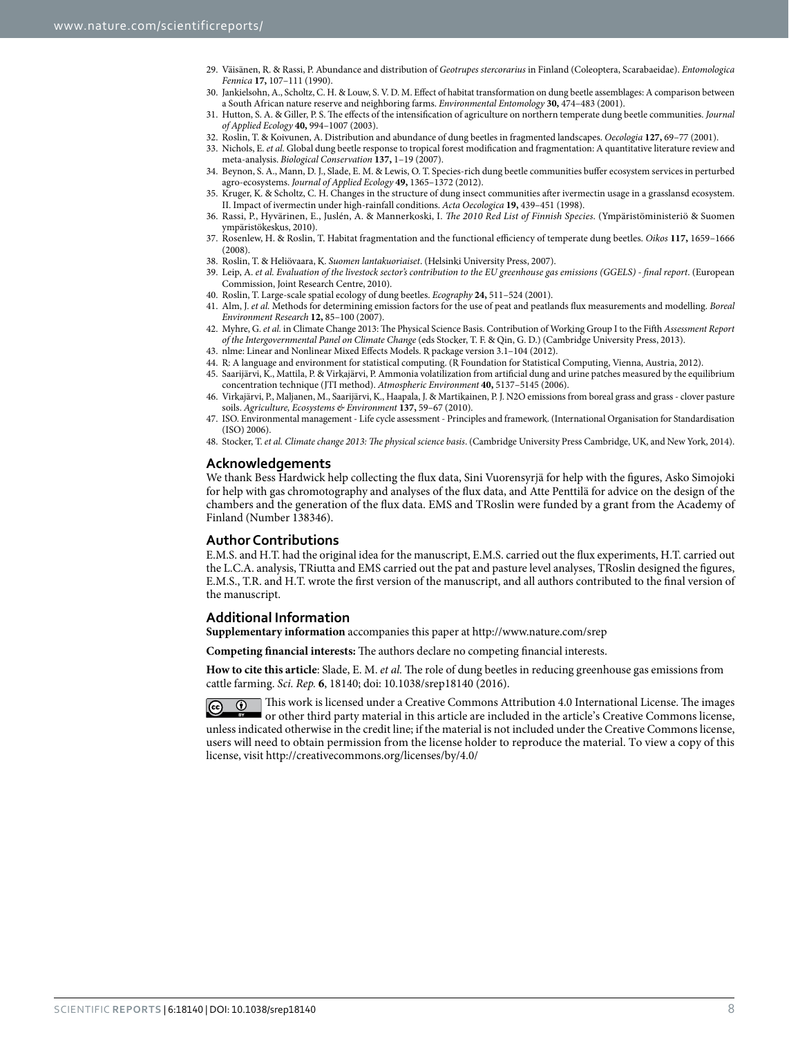29. Väisänen, R. & Rassi, P. Abundance and distribution of *Geotrupes stercorarius* in Finland (Coleoptera, Scarabaeidae). *Entomologica Fennica* **17,** 107–111 (1990).
30. Jankielsohn, A., Scholtz, C. H. & Louw, S. V. D. M. Effect of habitat transformation on dung beetle assemblages: A comparison between a South African nature reserve and neighboring farms. *Environmental Entomology* **30,** 474–483 (2001).
31. Hutton, S. A. & Giller, P. S. The effects of the intensification of agriculture on northern temperate dung beetle communities. *Journal of Applied Ecology* **40,** 994–1007 (2003).
32. Roslin, T. & Koivunen, A. Distribution and abundance of dung beetles in fragmented landscapes. *Oecologia* **127,** 69–77 (2001).
33. Nichols, E. *et al.* Global dung beetle response to tropical forest modification and fragmentation: A quantitative literature review and meta-analysis. *Biological Conservation* **137,** 1–19 (2007).
34. Beynon, S. A., Mann, D. J., Slade, E. M. & Lewis, O. T. Species-rich dung beetle communities buffer ecosystem services in perturbed agro-ecosystems. *Journal of Applied Ecology* **49,** 1365–1372 (2012).
35. Kruger, K. & Scholtz, C. H. Changes in the structure of dung insect communities after ivermectin usage in a grasslansd ecosystem. II. Impact of ivermectin under high-rainfall conditions. *Acta Oecologica* **19,** 439–451 (1998).
36. Rassi, P., Hyvärinen, E., Juslén, A. & Mannerkoski, I. *The 2010 Red List of Finnish Species*. (Ympäristöministeriö & Suomen ympäristökeskus, 2010).
37. Rosenlew, H. & Roslin, T. Habitat fragmentation and the functional efficiency of temperate dung beetles. *Oikos* **117,** 1659–1666 (2008).
38. Roslin, T. & Heliövaara, K. *Suomen lantakuoriaiset*. (Helsinki University Press, 2007).
39. Leip, A. *et al. Evaluation of the livestock sector's contribution to the EU greenhouse gas emissions (GGELS) - final report*. (European Commission, Joint Research Centre, 2010).
40. Roslin, T. Large-scale spatial ecology of dung beetles. *Ecography* **24,** 511–524 (2001).
41. Alm, J. *et al.* Methods for determining emission factors for the use of peat and peatlands flux measurements and modelling. *Boreal Environment Research* **12,** 85–100 (2007).
42. Myhre, G. *et al.* in Climate Change 2013: The Physical Science Basis. Contribution of Working Group I to the Fifth *Assessment Report of the Intergovernmental Panel on Climate Change* (eds Stocker, T. F. & Qin, G. D.) (Cambridge University Press, 2013).
43. nlme: Linear and Nonlinear Mixed Effects Models. R package version 3.1–104 (2012).
44. R: A language and environment for statistical computing. (R Foundation for Statistical Computing, Vienna, Austria, 2012).
45. Saarijärvi, K., Mattila, P. & Virkajärvi, P. Ammonia volatilization from artificial dung and urine patches measured by the equilibrium concentration technique (JTI method). *Atmospheric Environment* **40,** 5137–5145 (2006).
46. Virkajärvi, P., Maljanen, M., Saarijärvi, K., Haapala, J. & Martikainen, P. J. N2O emissions from boreal grass and grass - clover pasture soils. *Agriculture, Ecosystems & Environment* **137,** 59–67 (2010).
47. ISO. Environmental management - Life cycle assessment - Principles and framework. (International Organisation for Standardisation (ISO) 2006).
48. Stocker, T. *et al. Climate change 2013: The physical science basis*. (Cambridge University Press Cambridge, UK, and New York, 2014).

## Acknowledgements

We thank Bess Hardwick help collecting the flux data, Sini Vuorensyrjä for help with the figures, Asko Simojoki for help with gas chromotography and analyses of the flux data, and Atte Penttilä for advice on the design of the chambers and the generation of the flux data. EMS and TRoslin were funded by a grant from the Academy of Finland (Number 138346).

## Author Contributions

E.M.S. and H.T. had the original idea for the manuscript, E.M.S. carried out the flux experiments, H.T. carried out the L.C.A. analysis, TRiutta and EMS carried out the pat and pasture level analyses, TRoslin designed the figures, E.M.S., T.R. and H.T. wrote the first version of the manuscript, and all authors contributed to the final version of the manuscript.

## Additional Information

**Supplementary information** accompanies this paper at http://www.nature.com/srep

**Competing financial interests:** The authors declare no competing financial interests.

**How to cite this article**: Slade, E. M. *et al.* The role of dung beetles in reducing greenhouse gas emissions from cattle farming. *Sci. Rep.* **6**, 18140; doi: 10.1038/srep18140 (2016).

This work is licensed under a Creative Commons Attribution 4.0 International License. The images or other third party material in this article are included in the article's Creative Commons license, unless indicated otherwise in the credit line; if the material is not included under the Creative Commons license, users will need to obtain permission from the license holder to reproduce the material. To view a copy of this license, visit http://creativecommons.org/licenses/by/4.0/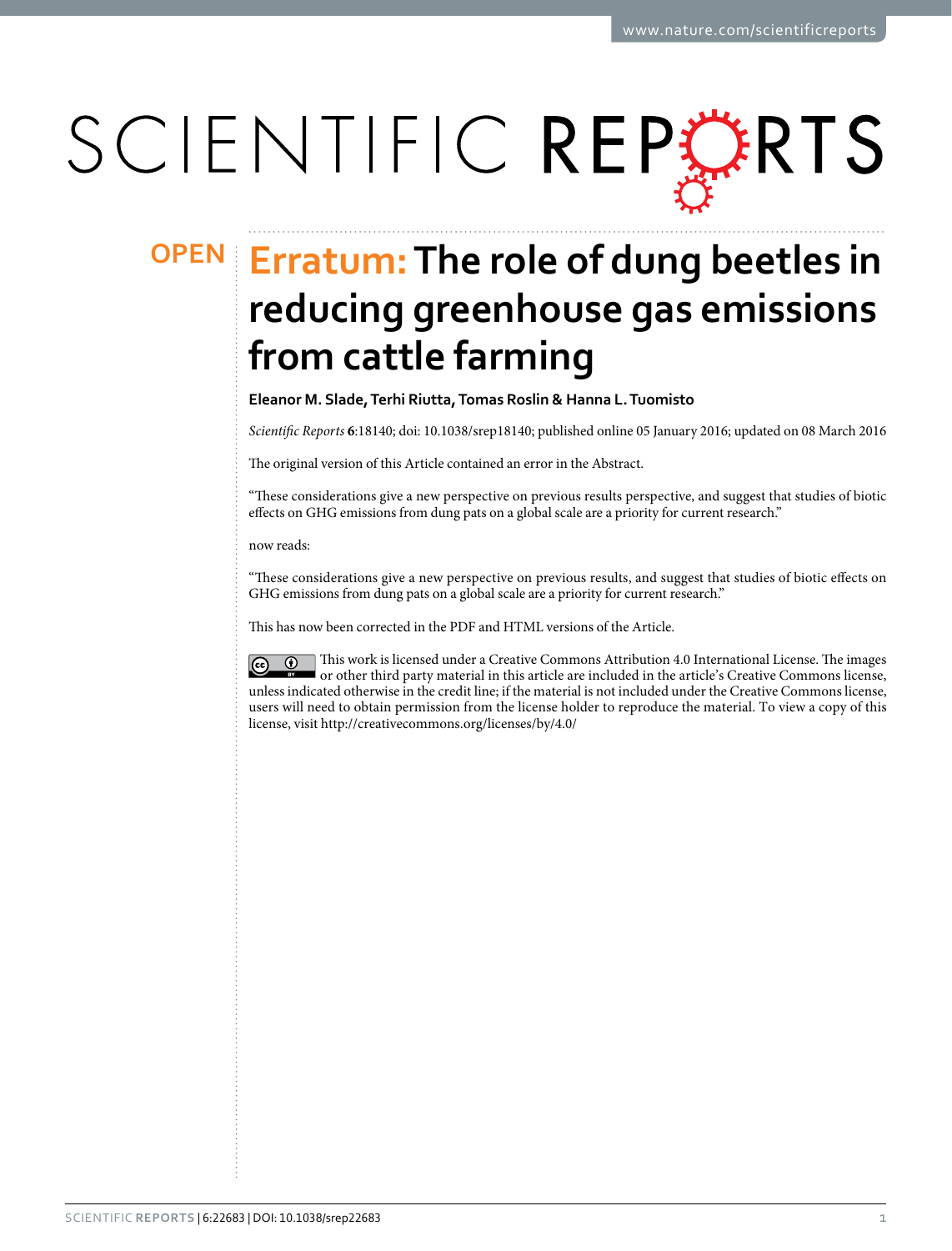OPEN

# Erratum: The role of dung beetles in reducing greenhouse gas emissions from cattle farming

**Eleanor M. Slade, Terhi Riutta, Tomas Roslin & Hanna L. Tuomisto**

*Scientific Reports* **6**:18140; doi: 10.1038/srep18140; published online 05 January 2016; updated on 08 March 2016

The original version of this Article contained an error in the Abstract.

"These considerations give a new perspective on previous results perspective, and suggest that studies of biotic effects on GHG emissions from dung pats on a global scale are a priority for current research."

now reads:

"These considerations give a new perspective on previous results, and suggest that studies of biotic effects on GHG emissions from dung pats on a global scale are a priority for current research."

This has now been corrected in the PDF and HTML versions of the Article.

This work is licensed under a Creative Commons Attribution 4.0 International License. The images or other third party material in this article are included in the article's Creative Commons license, unless indicated otherwise in the credit line; if the material is not included under the Creative Commons license, users will need to obtain permission from the license holder to reproduce the material. To view a copy of this license, visit http://creativecommons.org/licenses/by/4.0/